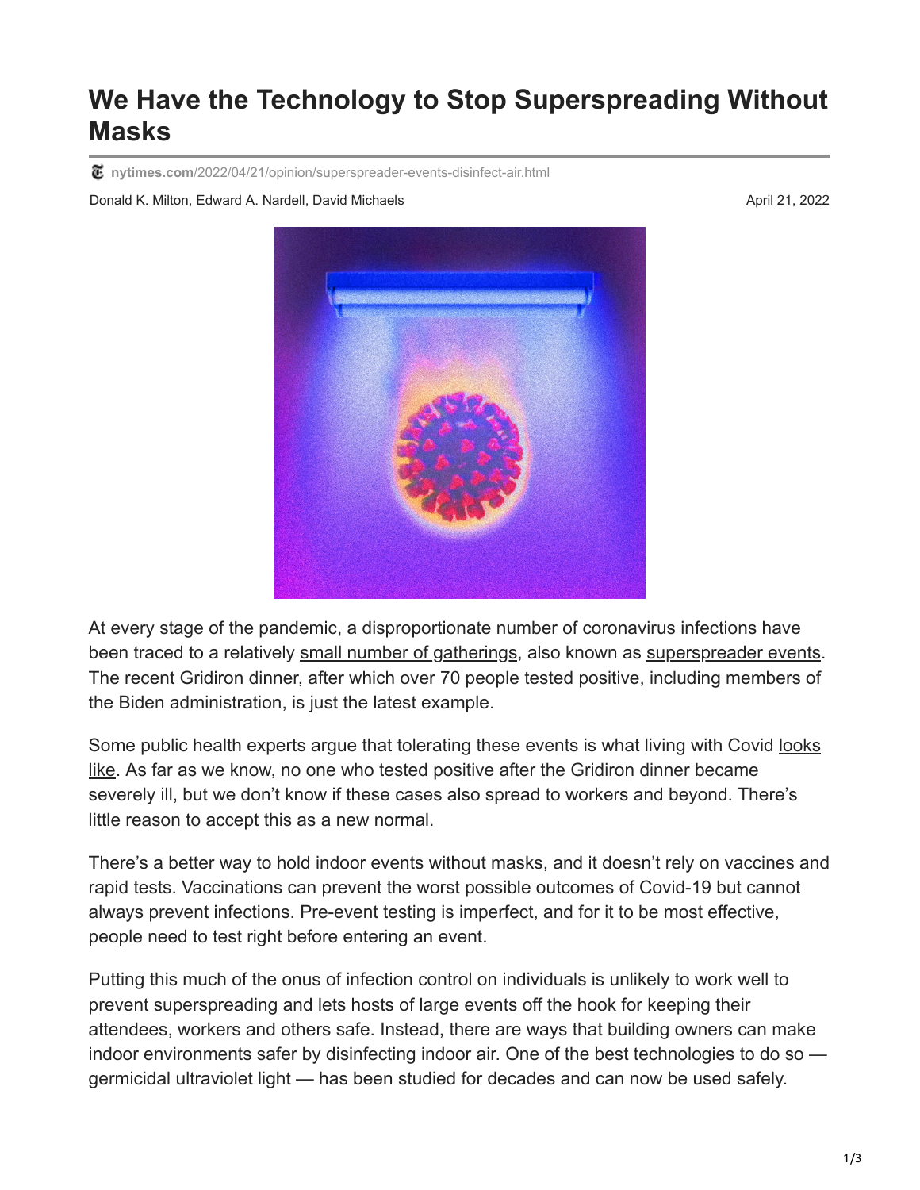# We Have the Technology to Stop Superspreading Without Masks

nytimes.com/2022/04/21/opinion/superspreader-events-disinfect-air.html

Donald K. Milton, Edward A. Nardell, David Michaels

April 21, 2022

At every stage of the pandemic, a disproportionate number of coronavirus infections have been traced to a relatively small number of gatherings, also known as superspreader events. The recent Gridiron dinner, after which over 70 people tested positive, including members of the Biden administration, is just the latest example.

Some public health experts argue that tolerating these events is what living with Covid looks like. As far as we know, no one who tested positive after the Gridiron dinner became severely ill, but we don't know if these cases also spread to workers and beyond. There's little reason to accept this as a new normal.

There's a better way to hold indoor events without masks, and it doesn't rely on vaccines and rapid tests. Vaccinations can prevent the worst possible outcomes of Covid-19 but cannot always prevent infections. Pre-event testing is imperfect, and for it to be most effective, people need to test right before entering an event.

Putting this much of the onus of infection control on individuals is unlikely to work well to prevent superspreading and lets hosts of large events off the hook for keeping their attendees, workers and others safe. Instead, there are ways that building owners can make indoor environments safer by disinfecting indoor air. One of the best technologies to do so — germicidal ultraviolet light — has been studied for decades and can now be used safely.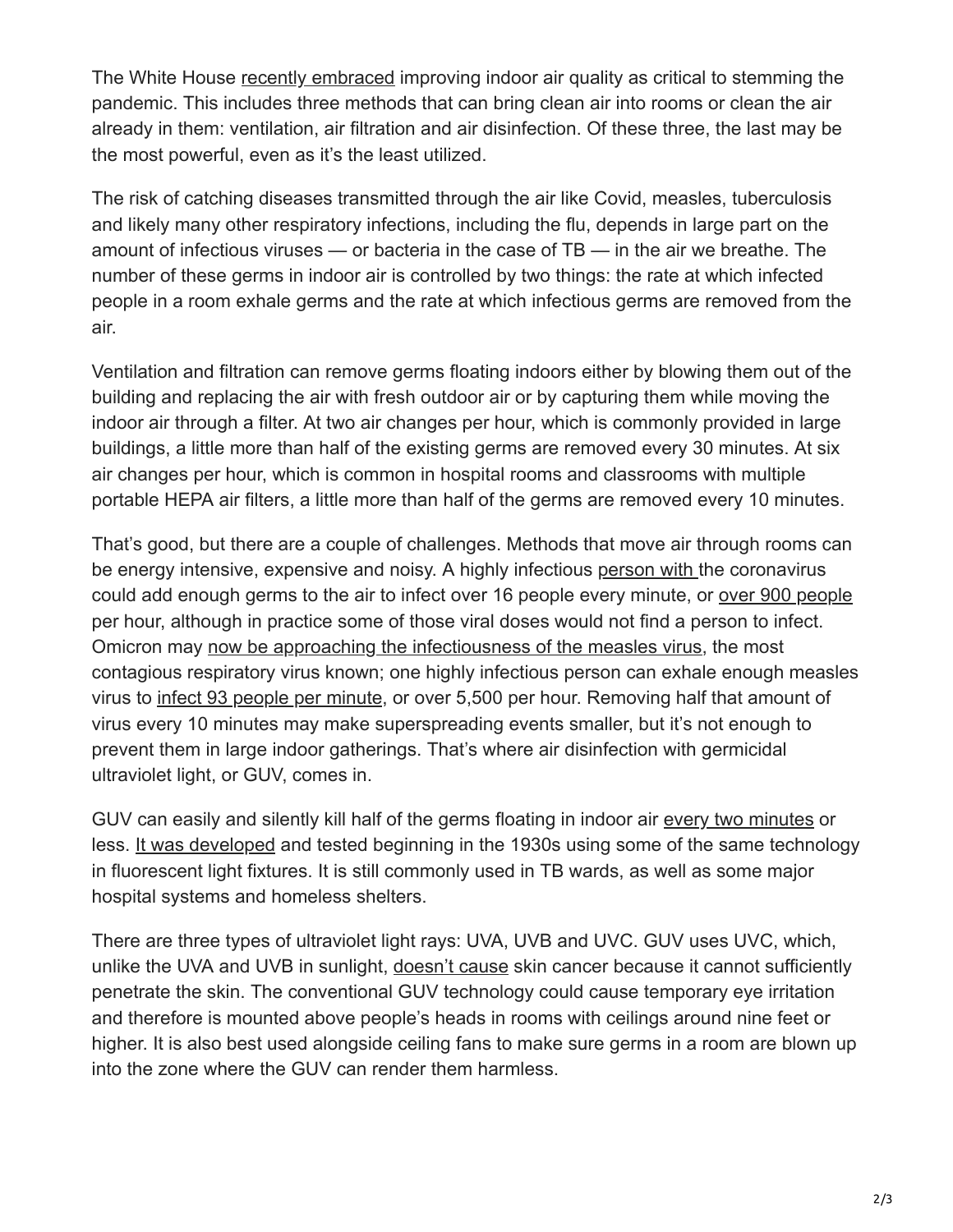The White House recently embraced improving indoor air quality as critical to stemming the pandemic. This includes three methods that can bring clean air into rooms or clean the air already in them: ventilation, air filtration and air disinfection. Of these three, the last may be the most powerful, even as it's the least utilized.

The risk of catching diseases transmitted through the air like Covid, measles, tuberculosis and likely many other respiratory infections, including the flu, depends in large part on the amount of infectious viruses — or bacteria in the case of TB — in the air we breathe. The number of these germs in indoor air is controlled by two things: the rate at which infected people in a room exhale germs and the rate at which infectious germs are removed from the air.

Ventilation and filtration can remove germs floating indoors either by blowing them out of the building and replacing the air with fresh outdoor air or by capturing them while moving the indoor air through a filter. At two air changes per hour, which is commonly provided in large buildings, a little more than half of the existing germs are removed every 30 minutes. At six air changes per hour, which is common in hospital rooms and classrooms with multiple portable HEPA air filters, a little more than half of the germs are removed every 10 minutes.

That's good, but there are a couple of challenges. Methods that move air through rooms can be energy intensive, expensive and noisy. A highly infectious person with the coronavirus could add enough germs to the air to infect over 16 people every minute, or over 900 people per hour, although in practice some of those viral doses would not find a person to infect. Omicron may now be approaching the infectiousness of the measles virus, the most contagious respiratory virus known; one highly infectious person can exhale enough measles virus to infect 93 people per minute, or over 5,500 per hour. Removing half that amount of virus every 10 minutes may make superspreading events smaller, but it's not enough to prevent them in large indoor gatherings. That's where air disinfection with germicidal ultraviolet light, or GUV, comes in.

GUV can easily and silently kill half of the germs floating in indoor air every two minutes or less. It was developed and tested beginning in the 1930s using some of the same technology in fluorescent light fixtures. It is still commonly used in TB wards, as well as some major hospital systems and homeless shelters.

There are three types of ultraviolet light rays: UVA, UVB and UVC. GUV uses UVC, which, unlike the UVA and UVB in sunlight, doesn't cause skin cancer because it cannot sufficiently penetrate the skin. The conventional GUV technology could cause temporary eye irritation and therefore is mounted above people's heads in rooms with ceilings around nine feet or higher. It is also best used alongside ceiling fans to make sure germs in a room are blown up into the zone where the GUV can render them harmless.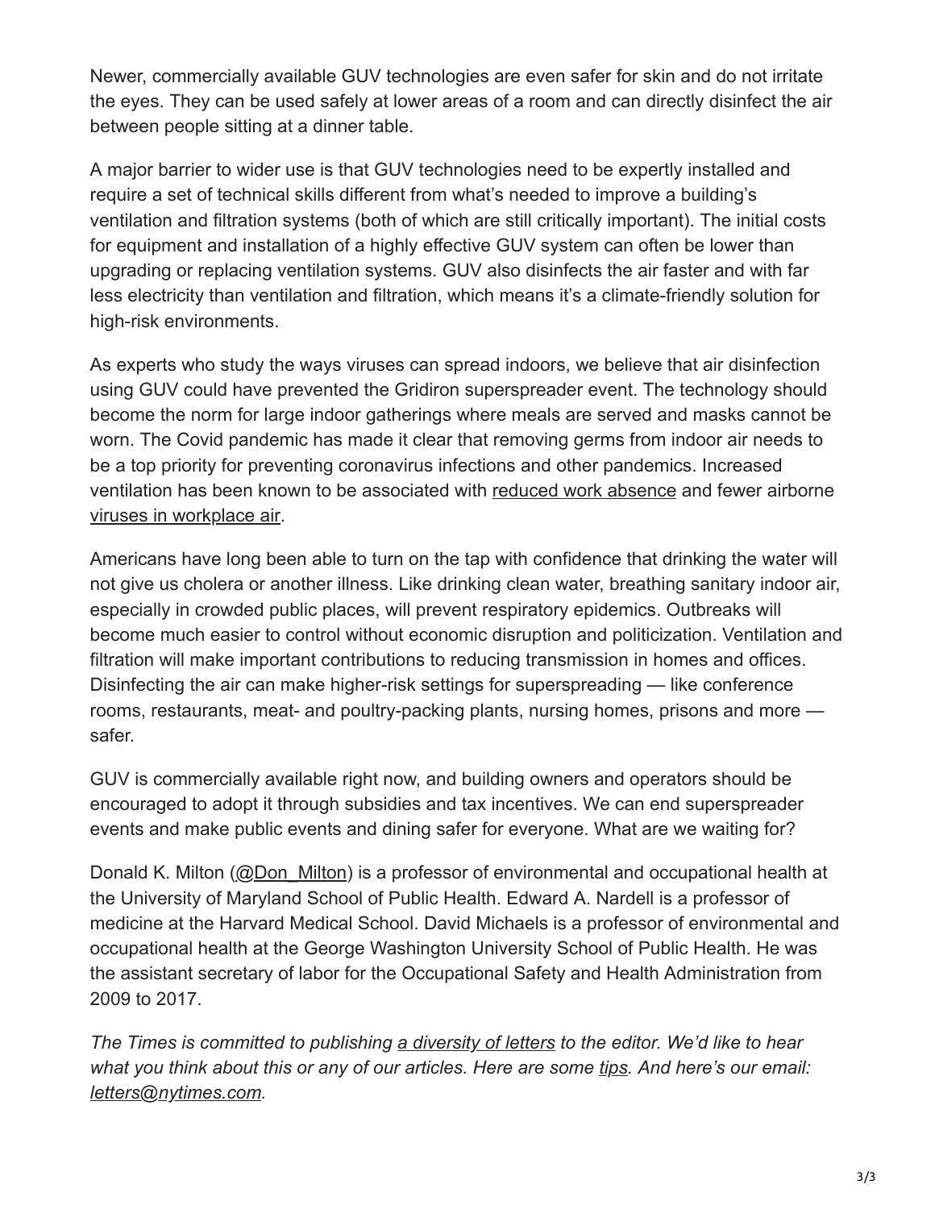Newer, commercially available GUV technologies are even safer for skin and do not irritate the eyes. They can be used safely at lower areas of a room and can directly disinfect the air between people sitting at a dinner table.

A major barrier to wider use is that GUV technologies need to be expertly installed and require a set of technical skills different from what's needed to improve a building's ventilation and filtration systems (both of which are still critically important). The initial costs for equipment and installation of a highly effective GUV system can often be lower than upgrading or replacing ventilation systems. GUV also disinfects the air faster and with far less electricity than ventilation and filtration, which means it's a climate-friendly solution for high-risk environments.

As experts who study the ways viruses can spread indoors, we believe that air disinfection using GUV could have prevented the Gridiron superspreader event. The technology should become the norm for large indoor gatherings where meals are served and masks cannot be worn. The Covid pandemic has made it clear that removing germs from indoor air needs to be a top priority for preventing coronavirus infections and other pandemics. Increased ventilation has been known to be associated with reduced work absence and fewer airborne viruses in workplace air.

Americans have long been able to turn on the tap with confidence that drinking the water will not give us cholera or another illness. Like drinking clean water, breathing sanitary indoor air, especially in crowded public places, will prevent respiratory epidemics. Outbreaks will become much easier to control without economic disruption and politicization. Ventilation and filtration will make important contributions to reducing transmission in homes and offices. Disinfecting the air can make higher-risk settings for superspreading — like conference rooms, restaurants, meat- and poultry-packing plants, nursing homes, prisons and more — safer.

GUV is commercially available right now, and building owners and operators should be encouraged to adopt it through subsidies and tax incentives. We can end superspreader events and make public events and dining safer for everyone. What are we waiting for?

Donald K. Milton (@Don_Milton) is a professor of environmental and occupational health at the University of Maryland School of Public Health. Edward A. Nardell is a professor of medicine at the Harvard Medical School. David Michaels is a professor of environmental and occupational health at the George Washington University School of Public Health. He was the assistant secretary of labor for the Occupational Safety and Health Administration from 2009 to 2017.

*The Times is committed to publishing a diversity of letters to the editor. We'd like to hear what you think about this or any of our articles. Here are some tips. And here's our email: letters@nytimes.com.*